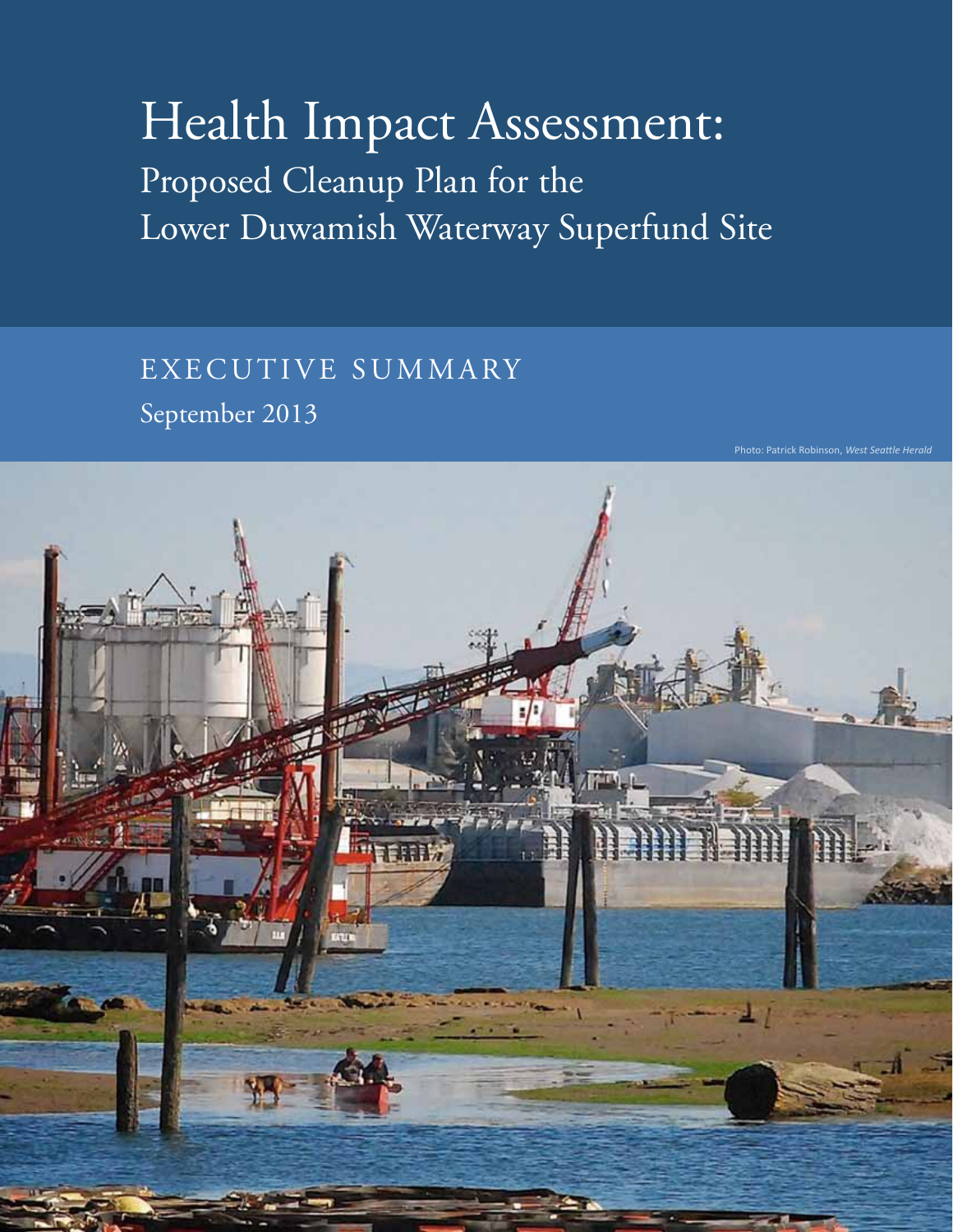# Health Impact Assessment:

## Proposed Cleanup Plan for the Lower Duwamish Waterway Superfund Site

EXECUTIVE SUMMARY

September 2013

Photo: Patrick Robinson, *West Seattle Herald*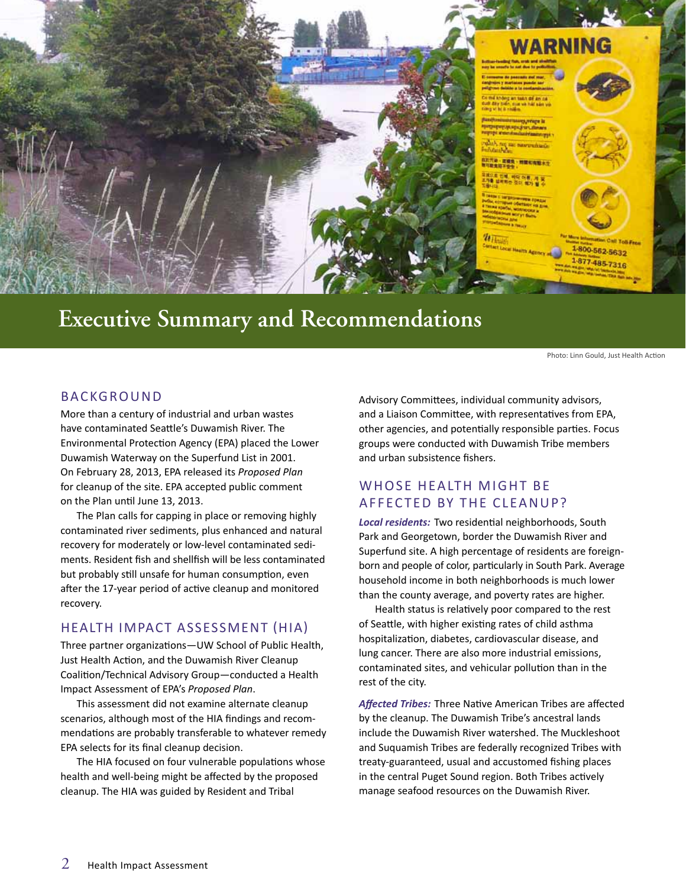# Executive Summary and Recommendations

Photo: Linn Gould, Just Health Action

## BACKGROUND

More than a century of industrial and urban wastes have contaminated Seattle's Duwamish River. The Environmental Protection Agency (EPA) placed the Lower Duwamish Waterway on the Superfund List in 2001. On February 28, 2013, EPA released its *Proposed Plan* for cleanup of the site. EPA accepted public comment on the Plan until June 13, 2013.

The Plan calls for capping in place or removing highly contaminated river sediments, plus enhanced and natural recovery for moderately or low-level contaminated sediments. Resident fish and shellfish will be less contaminated but probably still unsafe for human consumption, even after the 17-year period of active cleanup and monitored recovery.

## HEALTH IMPACT ASSESSMENT (HIA)

Three partner organizations—UW School of Public Health, Just Health Action, and the Duwamish River Cleanup Coalition/Technical Advisory Group—conducted a Health Impact Assessment of EPA's *Proposed Plan*.

This assessment did not examine alternate cleanup scenarios, although most of the HIA findings and recommendations are probably transferable to whatever remedy EPA selects for its final cleanup decision.

The HIA focused on four vulnerable populations whose health and well-being might be affected by the proposed cleanup. The HIA was guided by Resident and Tribal Advisory Committees, individual community advisors, and a Liaison Committee, with representatives from EPA, other agencies, and potentially responsible parties. Focus groups were conducted with Duwamish Tribe members and urban subsistence fishers.

## WHOSE HEALTH MIGHT BE AFFECTED BY THE CLEANUP?

***Local residents:*** Two residential neighborhoods, South Park and Georgetown, border the Duwamish River and Superfund site. A high percentage of residents are foreign-born and people of color, particularly in South Park. Average household income in both neighborhoods is much lower than the county average, and poverty rates are higher.

Health status is relatively poor compared to the rest of Seattle, with higher existing rates of child asthma hospitalization, diabetes, cardiovascular disease, and lung cancer. There are also more industrial emissions, contaminated sites, and vehicular pollution than in the rest of the city.

***Affected Tribes:*** Three Native American Tribes are affected by the cleanup. The Duwamish Tribe's ancestral lands include the Duwamish River watershed. The Muckleshoot and Suquamish Tribes are federally recognized Tribes with treaty-guaranteed, usual and accustomed fishing places in the central Puget Sound region. Both Tribes actively manage seafood resources on the Duwamish River.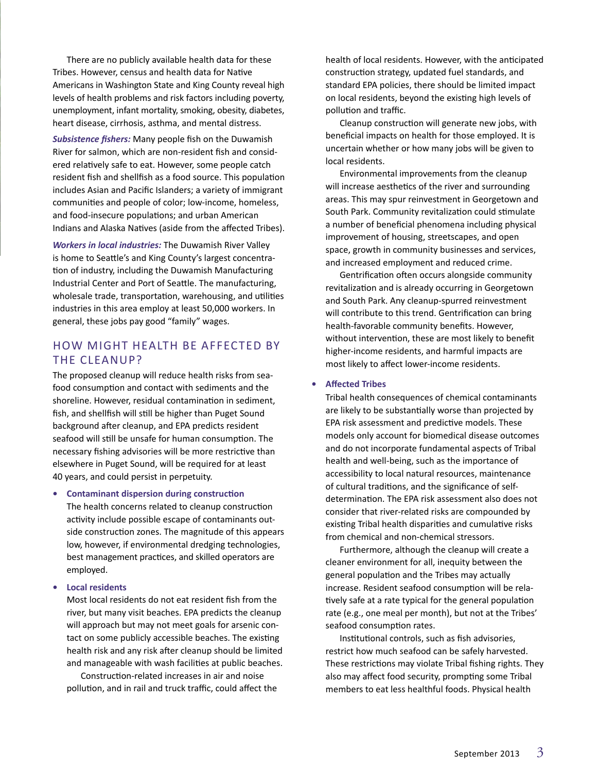There are no publicly available health data for these Tribes. However, census and health data for Native Americans in Washington State and King County reveal high levels of health problems and risk factors including poverty, unemployment, infant mortality, smoking, obesity, diabetes, heart disease, cirrhosis, asthma, and mental distress.

***Subsistence fishers:*** Many people fish on the Duwamish River for salmon, which are non-resident fish and considered relatively safe to eat. However, some people catch resident fish and shellfish as a food source. This population includes Asian and Pacific Islanders; a variety of immigrant communities and people of color; low-income, homeless, and food-insecure populations; and urban American Indians and Alaska Natives (aside from the affected Tribes).

***Workers in local industries:*** The Duwamish River Valley is home to Seattle's and King County's largest concentration of industry, including the Duwamish Manufacturing Industrial Center and Port of Seattle. The manufacturing, wholesale trade, transportation, warehousing, and utilities industries in this area employ at least 50,000 workers. In general, these jobs pay good "family" wages.

## HOW MIGHT HEALTH BE AFFECTED BY THE CLEANUP?

The proposed cleanup will reduce health risks from seafood consumption and contact with sediments and the shoreline. However, residual contamination in sediment, fish, and shellfish will still be higher than Puget Sound background after cleanup, and EPA predicts resident seafood will still be unsafe for human consumption. The necessary fishing advisories will be more restrictive than elsewhere in Puget Sound, will be required for at least 40 years, and could persist in perpetuity.

- **Contaminant dispersion during construction**
  The health concerns related to cleanup construction activity include possible escape of contaminants outside construction zones. The magnitude of this appears low, however, if environmental dredging technologies, best management practices, and skilled operators are employed.

- **Local residents**
  Most local residents do not eat resident fish from the river, but many visit beaches. EPA predicts the cleanup will approach but may not meet goals for arsenic contact on some publicly accessible beaches. The existing health risk and any risk after cleanup should be limited and manageable with wash facilities at public beaches.

  Construction-related increases in air and noise pollution, and in rail and truck traffic, could affect the health of local residents. However, with the anticipated construction strategy, updated fuel standards, and standard EPA policies, there should be limited impact on local residents, beyond the existing high levels of pollution and traffic.

  Cleanup construction will generate new jobs, with beneficial impacts on health for those employed. It is uncertain whether or how many jobs will be given to local residents.

  Environmental improvements from the cleanup will increase aesthetics of the river and surrounding areas. This may spur reinvestment in Georgetown and South Park. Community revitalization could stimulate a number of beneficial phenomena including physical improvement of housing, streetscapes, and open space, growth in community businesses and services, and increased employment and reduced crime.

  Gentrification often occurs alongside community revitalization and is already occurring in Georgetown and South Park. Any cleanup-spurred reinvestment will contribute to this trend. Gentrification can bring health-favorable community benefits. However, without intervention, these are most likely to benefit higher-income residents, and harmful impacts are most likely to affect lower-income residents.

- **Affected Tribes**
  Tribal health consequences of chemical contaminants are likely to be substantially worse than projected by EPA risk assessment and predictive models. These models only account for biomedical disease outcomes and do not incorporate fundamental aspects of Tribal health and well-being, such as the importance of accessibility to local natural resources, maintenance of cultural traditions, and the significance of self-determination. The EPA risk assessment also does not consider that river-related risks are compounded by existing Tribal health disparities and cumulative risks from chemical and non-chemical stressors.

  Furthermore, although the cleanup will create a cleaner environment for all, inequity between the general population and the Tribes may actually increase. Resident seafood consumption will be relatively safe at a rate typical for the general population rate (e.g., one meal per month), but not at the Tribes' seafood consumption rates.

  Institutional controls, such as fish advisories, restrict how much seafood can be safely harvested. These restrictions may violate Tribal fishing rights. They also may affect food security, prompting some Tribal members to eat less healthful foods. Physical health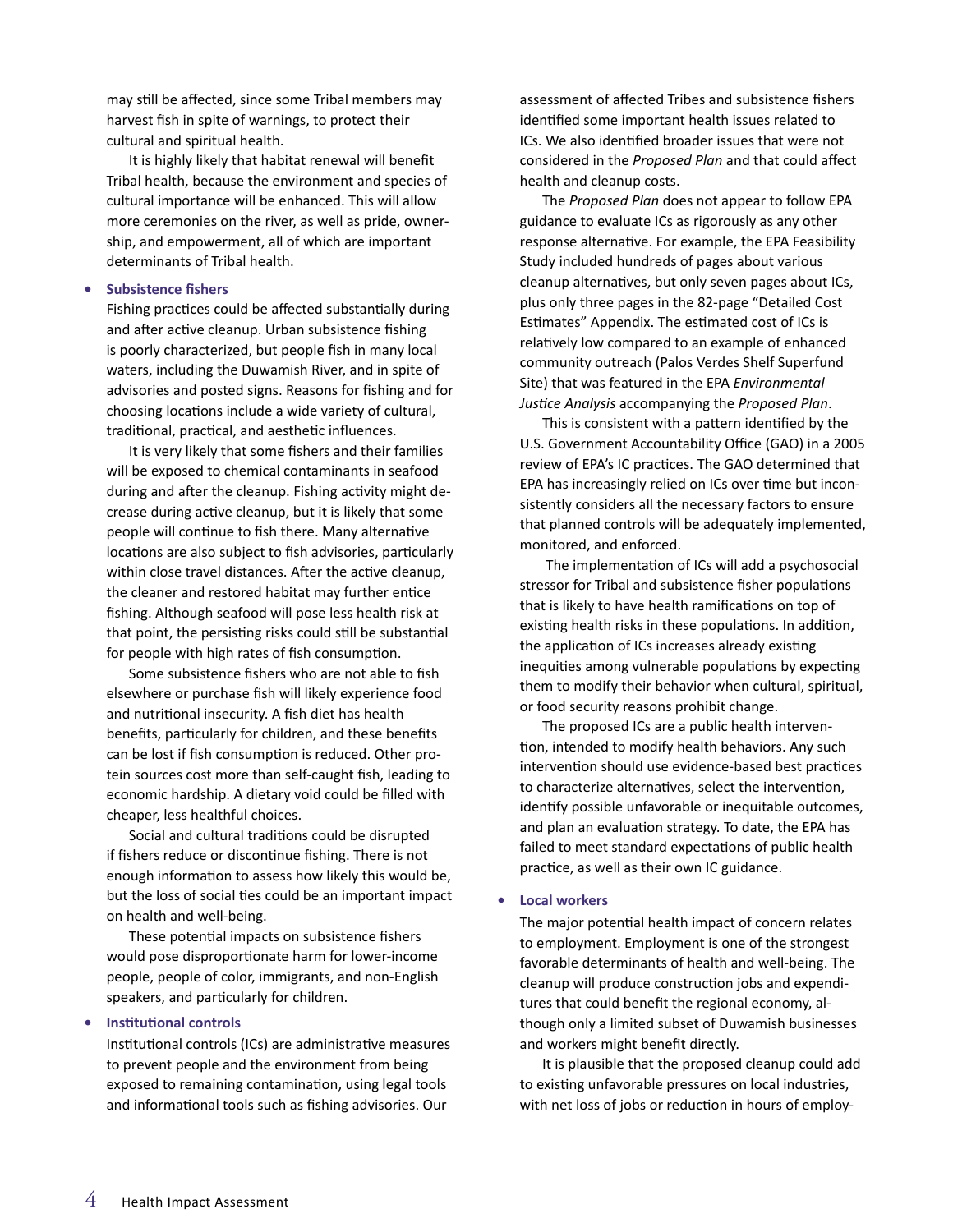may still be affected, since some Tribal members may harvest fish in spite of warnings, to protect their cultural and spiritual health.

It is highly likely that habitat renewal will benefit Tribal health, because the environment and species of cultural importance will be enhanced. This will allow more ceremonies on the river, as well as pride, ownership, and empowerment, all of which are important determinants of Tribal health.

- **Subsistence fishers**

  Fishing practices could be affected substantially during and after active cleanup. Urban subsistence fishing is poorly characterized, but people fish in many local waters, including the Duwamish River, and in spite of advisories and posted signs. Reasons for fishing and for choosing locations include a wide variety of cultural, traditional, practical, and aesthetic influences.

  It is very likely that some fishers and their families will be exposed to chemical contaminants in seafood during and after the cleanup. Fishing activity might decrease during active cleanup, but it is likely that some people will continue to fish there. Many alternative locations are also subject to fish advisories, particularly within close travel distances. After the active cleanup, the cleaner and restored habitat may further entice fishing. Although seafood will pose less health risk at that point, the persisting risks could still be substantial for people with high rates of fish consumption.

  Some subsistence fishers who are not able to fish elsewhere or purchase fish will likely experience food and nutritional insecurity. A fish diet has health benefits, particularly for children, and these benefits can be lost if fish consumption is reduced. Other protein sources cost more than self-caught fish, leading to economic hardship. A dietary void could be filled with cheaper, less healthful choices.

  Social and cultural traditions could be disrupted if fishers reduce or discontinue fishing. There is not enough information to assess how likely this would be, but the loss of social ties could be an important impact on health and well-being.

  These potential impacts on subsistence fishers would pose disproportionate harm for lower-income people, people of color, immigrants, and non-English speakers, and particularly for children.

- **Institutional controls**

  Institutional controls (ICs) are administrative measures to prevent people and the environment from being exposed to remaining contamination, using legal tools and informational tools such as fishing advisories. Our assessment of affected Tribes and subsistence fishers identified some important health issues related to ICs. We also identified broader issues that were not considered in the *Proposed Plan* and that could affect health and cleanup costs.

  The *Proposed Plan* does not appear to follow EPA guidance to evaluate ICs as rigorously as any other response alternative. For example, the EPA Feasibility Study included hundreds of pages about various cleanup alternatives, but only seven pages about ICs, plus only three pages in the 82-page "Detailed Cost Estimates" Appendix. The estimated cost of ICs is relatively low compared to an example of enhanced community outreach (Palos Verdes Shelf Superfund Site) that was featured in the EPA *Environmental Justice Analysis* accompanying the *Proposed Plan*.

  This is consistent with a pattern identified by the U.S. Government Accountability Office (GAO) in a 2005 review of EPA's IC practices. The GAO determined that EPA has increasingly relied on ICs over time but inconsistently considers all the necessary factors to ensure that planned controls will be adequately implemented, monitored, and enforced.

  The implementation of ICs will add a psychosocial stressor for Tribal and subsistence fisher populations that is likely to have health ramifications on top of existing health risks in these populations. In addition, the application of ICs increases already existing inequities among vulnerable populations by expecting them to modify their behavior when cultural, spiritual, or food security reasons prohibit change.

  The proposed ICs are a public health intervention, intended to modify health behaviors. Any such intervention should use evidence-based best practices to characterize alternatives, select the intervention, identify possible unfavorable or inequitable outcomes, and plan an evaluation strategy. To date, the EPA has failed to meet standard expectations of public health practice, as well as their own IC guidance.

- **Local workers**

  The major potential health impact of concern relates to employment. Employment is one of the strongest favorable determinants of health and well-being. The cleanup will produce construction jobs and expenditures that could benefit the regional economy, although only a limited subset of Duwamish businesses and workers might benefit directly.

  It is plausible that the proposed cleanup could add to existing unfavorable pressures on local industries, with net loss of jobs or reduction in hours of employ-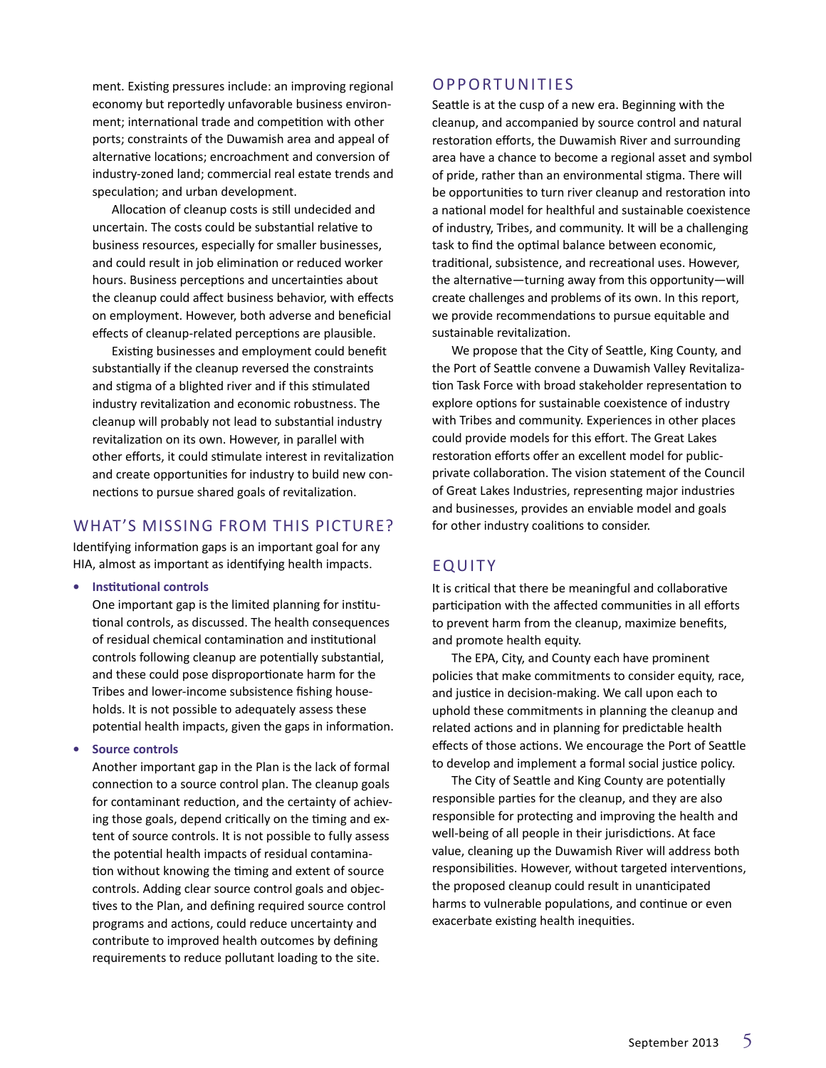ment. Existing pressures include: an improving regional economy but reportedly unfavorable business environment; international trade and competition with other ports; constraints of the Duwamish area and appeal of alternative locations; encroachment and conversion of industry-zoned land; commercial real estate trends and speculation; and urban development.

Allocation of cleanup costs is still undecided and uncertain. The costs could be substantial relative to business resources, especially for smaller businesses, and could result in job elimination or reduced worker hours. Business perceptions and uncertainties about the cleanup could affect business behavior, with effects on employment. However, both adverse and beneficial effects of cleanup-related perceptions are plausible.

Existing businesses and employment could benefit substantially if the cleanup reversed the constraints and stigma of a blighted river and if this stimulated industry revitalization and economic robustness. The cleanup will probably not lead to substantial industry revitalization on its own. However, in parallel with other efforts, it could stimulate interest in revitalization and create opportunities for industry to build new connections to pursue shared goals of revitalization.

## WHAT'S MISSING FROM THIS PICTURE?

Identifying information gaps is an important goal for any HIA, almost as important as identifying health impacts.

- **Institutional controls**

  One important gap is the limited planning for institutional controls, as discussed. The health consequences of residual chemical contamination and institutional controls following cleanup are potentially substantial, and these could pose disproportionate harm for the Tribes and lower-income subsistence fishing households. It is not possible to adequately assess these potential health impacts, given the gaps in information.

- **Source controls**

  Another important gap in the Plan is the lack of formal connection to a source control plan. The cleanup goals for contaminant reduction, and the certainty of achieving those goals, depend critically on the timing and extent of source controls. It is not possible to fully assess the potential health impacts of residual contamination without knowing the timing and extent of source controls. Adding clear source control goals and objectives to the Plan, and defining required source control programs and actions, could reduce uncertainty and contribute to improved health outcomes by defining requirements to reduce pollutant loading to the site.

## OPPORTUNITIES

Seattle is at the cusp of a new era. Beginning with the cleanup, and accompanied by source control and natural restoration efforts, the Duwamish River and surrounding area have a chance to become a regional asset and symbol of pride, rather than an environmental stigma. There will be opportunities to turn river cleanup and restoration into a national model for healthful and sustainable coexistence of industry, Tribes, and community. It will be a challenging task to find the optimal balance between economic, traditional, subsistence, and recreational uses. However, the alternative—turning away from this opportunity—will create challenges and problems of its own. In this report, we provide recommendations to pursue equitable and sustainable revitalization.

We propose that the City of Seattle, King County, and the Port of Seattle convene a Duwamish Valley Revitalization Task Force with broad stakeholder representation to explore options for sustainable coexistence of industry with Tribes and community. Experiences in other places could provide models for this effort. The Great Lakes restoration efforts offer an excellent model for public-private collaboration. The vision statement of the Council of Great Lakes Industries, representing major industries and businesses, provides an enviable model and goals for other industry coalitions to consider.

## EQUITY

It is critical that there be meaningful and collaborative participation with the affected communities in all efforts to prevent harm from the cleanup, maximize benefits, and promote health equity.

The EPA, City, and County each have prominent policies that make commitments to consider equity, race, and justice in decision-making. We call upon each to uphold these commitments in planning the cleanup and related actions and in planning for predictable health effects of those actions. We encourage the Port of Seattle to develop and implement a formal social justice policy.

The City of Seattle and King County are potentially responsible parties for the cleanup, and they are also responsible for protecting and improving the health and well-being of all people in their jurisdictions. At face value, cleaning up the Duwamish River will address both responsibilities. However, without targeted interventions, the proposed cleanup could result in unanticipated harms to vulnerable populations, and continue or even exacerbate existing health inequities.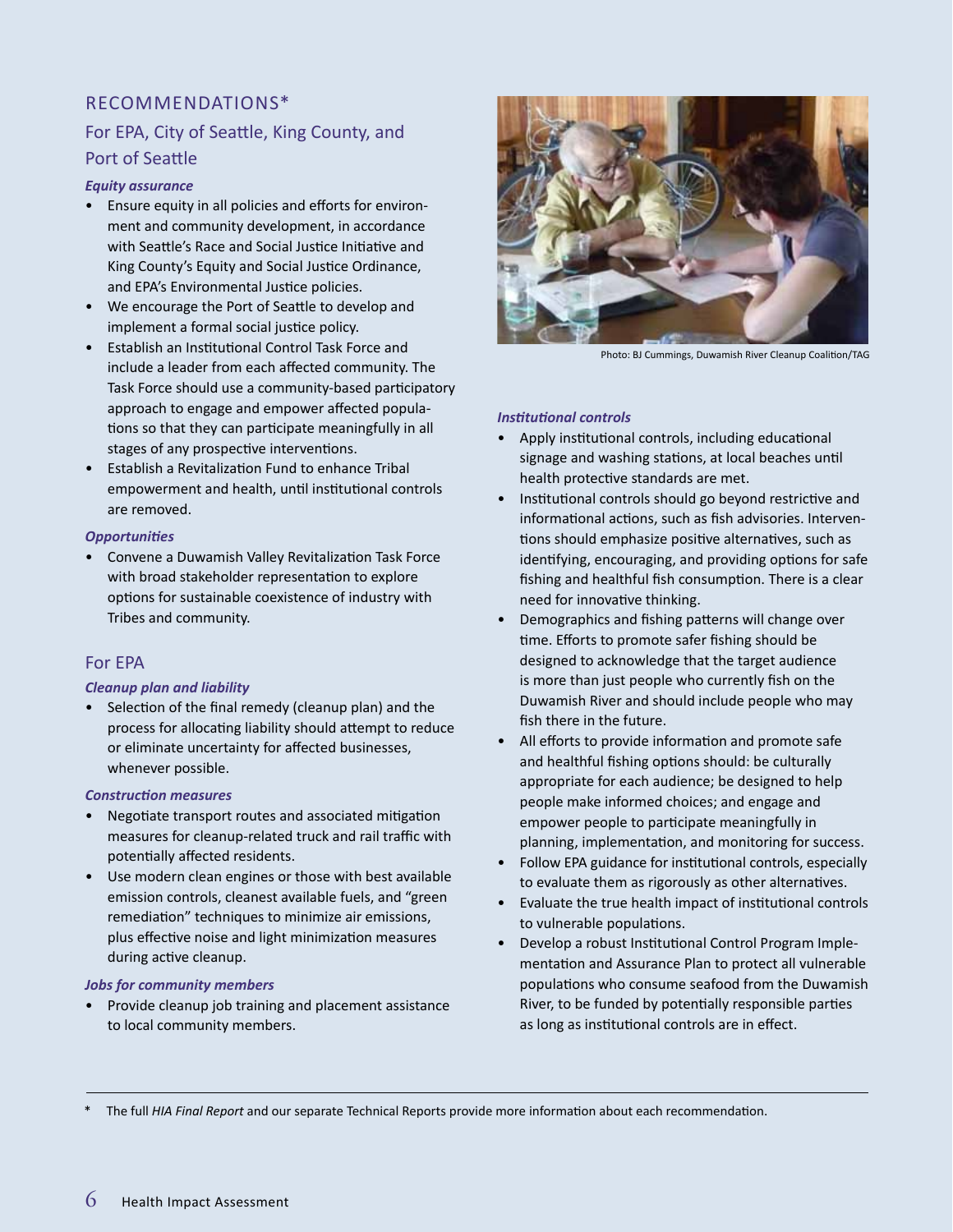## RECOMMENDATIONS*

### For EPA, City of Seattle, King County, and Port of Seattle

***Equity assurance***

- Ensure equity in all policies and efforts for environment and community development, in accordance with Seattle's Race and Social Justice Initiative and King County's Equity and Social Justice Ordinance, and EPA's Environmental Justice policies.
- We encourage the Port of Seattle to develop and implement a formal social justice policy.
- Establish an Institutional Control Task Force and include a leader from each affected community. The Task Force should use a community-based participatory approach to engage and empower affected populations so that they can participate meaningfully in all stages of any prospective interventions.
- Establish a Revitalization Fund to enhance Tribal empowerment and health, until institutional controls are removed.

***Opportunities***

- Convene a Duwamish Valley Revitalization Task Force with broad stakeholder representation to explore options for sustainable coexistence of industry with Tribes and community.

### For EPA

***Cleanup plan and liability***

- Selection of the final remedy (cleanup plan) and the process for allocating liability should attempt to reduce or eliminate uncertainty for affected businesses, whenever possible.

***Construction measures***

- Negotiate transport routes and associated mitigation measures for cleanup-related truck and rail traffic with potentially affected residents.
- Use modern clean engines or those with best available emission controls, cleanest available fuels, and "green remediation" techniques to minimize air emissions, plus effective noise and light minimization measures during active cleanup.

***Jobs for community members***

- Provide cleanup job training and placement assistance to local community members.

Photo: BJ Cummings, Duwamish River Cleanup Coalition/TAG

***Institutional controls***

- Apply institutional controls, including educational signage and washing stations, at local beaches until health protective standards are met.
- Institutional controls should go beyond restrictive and informational actions, such as fish advisories. Interventions should emphasize positive alternatives, such as identifying, encouraging, and providing options for safe fishing and healthful fish consumption. There is a clear need for innovative thinking.
- Demographics and fishing patterns will change over time. Efforts to promote safer fishing should be designed to acknowledge that the target audience is more than just people who currently fish on the Duwamish River and should include people who may fish there in the future.
- All efforts to provide information and promote safe and healthful fishing options should: be culturally appropriate for each audience; be designed to help people make informed choices; and engage and empower people to participate meaningfully in planning, implementation, and monitoring for success.
- Follow EPA guidance for institutional controls, especially to evaluate them as rigorously as other alternatives.
- Evaluate the true health impact of institutional controls to vulnerable populations.
- Develop a robust Institutional Control Program Implementation and Assurance Plan to protect all vulnerable populations who consume seafood from the Duwamish River, to be funded by potentially responsible parties as long as institutional controls are in effect.

---

\* The full *HIA Final Report* and our separate Technical Reports provide more information about each recommendation.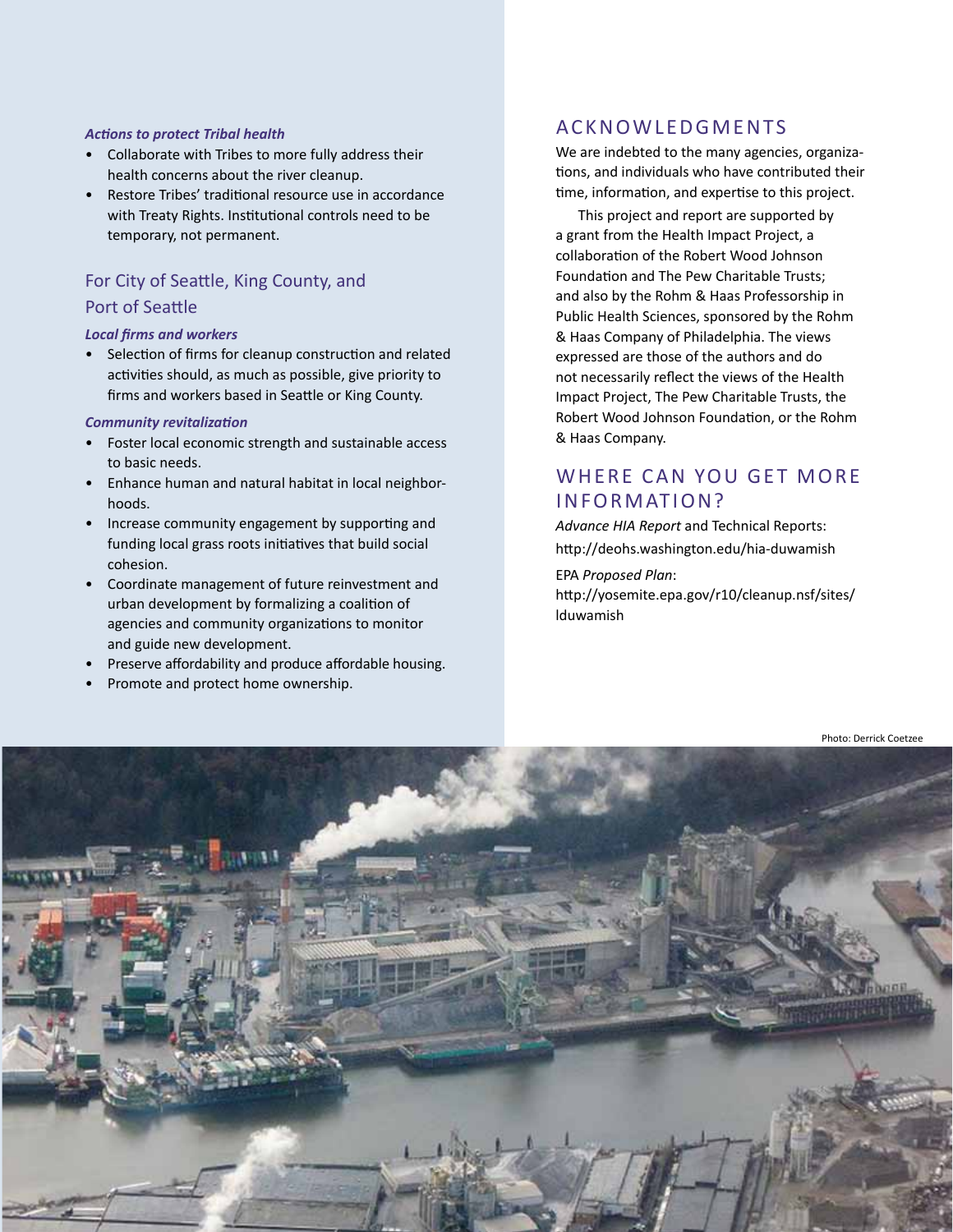*Actions to protect Tribal health*

- Collaborate with Tribes to more fully address their health concerns about the river cleanup.
- Restore Tribes' traditional resource use in accordance with Treaty Rights. Institutional controls need to be temporary, not permanent.

## For City of Seattle, King County, and Port of Seattle

*Local firms and workers*

- Selection of firms for cleanup construction and related activities should, as much as possible, give priority to firms and workers based in Seattle or King County.

*Community revitalization*

- Foster local economic strength and sustainable access to basic needs.
- Enhance human and natural habitat in local neighborhoods.
- Increase community engagement by supporting and funding local grass roots initiatives that build social cohesion.
- Coordinate management of future reinvestment and urban development by formalizing a coalition of agencies and community organizations to monitor and guide new development.
- Preserve affordability and produce affordable housing.
- Promote and protect home ownership.

## ACKNOWLEDGMENTS

We are indebted to the many agencies, organizations, and individuals who have contributed their time, information, and expertise to this project.

This project and report are supported by a grant from the Health Impact Project, a collaboration of the Robert Wood Johnson Foundation and The Pew Charitable Trusts; and also by the Rohm & Haas Professorship in Public Health Sciences, sponsored by the Rohm & Haas Company of Philadelphia. The views expressed are those of the authors and do not necessarily reflect the views of the Health Impact Project, The Pew Charitable Trusts, the Robert Wood Johnson Foundation, or the Rohm & Haas Company.

## WHERE CAN YOU GET MORE INFORMATION?

*Advance HIA Report* and Technical Reports:
http://deohs.washington.edu/hia-duwamish

EPA *Proposed Plan*:
http://yosemite.epa.gov/r10/cleanup.nsf/sites/lduwamish

Photo: Derrick Coetzee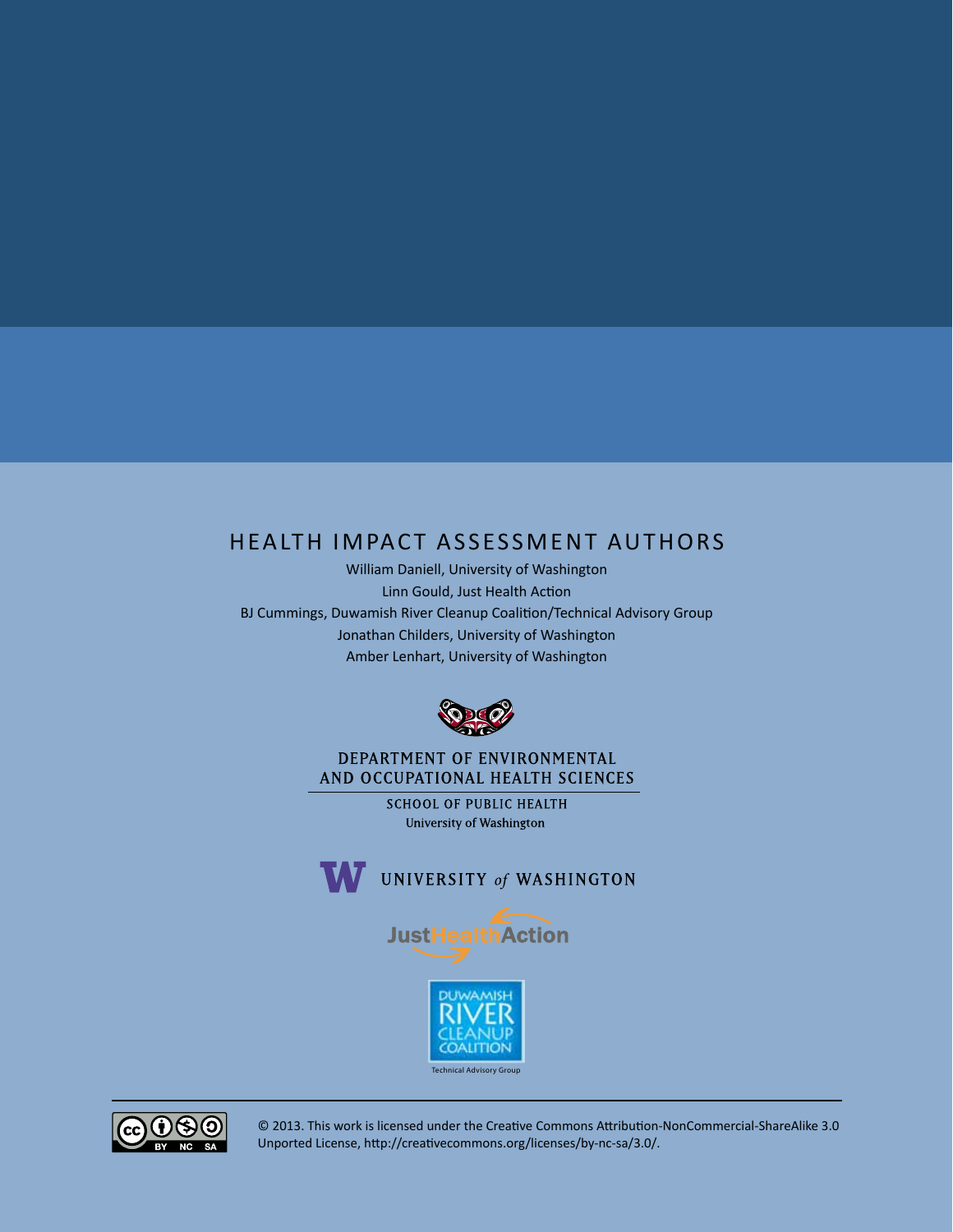## HEALTH IMPACT ASSESSMENT AUTHORS

William Daniell, University of Washington

Linn Gould, Just Health Action

BJ Cummings, Duwamish River Cleanup Coalition/Technical Advisory Group

Jonathan Childers, University of Washington

Amber Lenhart, University of Washington

DEPARTMENT OF ENVIRONMENTAL AND OCCUPATIONAL HEALTH SCIENCES

SCHOOL OF PUBLIC HEALTH
University of Washington

UNIVERSITY *of* WASHINGTON

JustHealthAction

DUWAMISH RIVER CLEANUP COALITION
Technical Advisory Group

© 2013. This work is licensed under the Creative Commons Attribution-NonCommercial-ShareAlike 3.0 Unported License, http://creativecommons.org/licenses/by-nc-sa/3.0/.